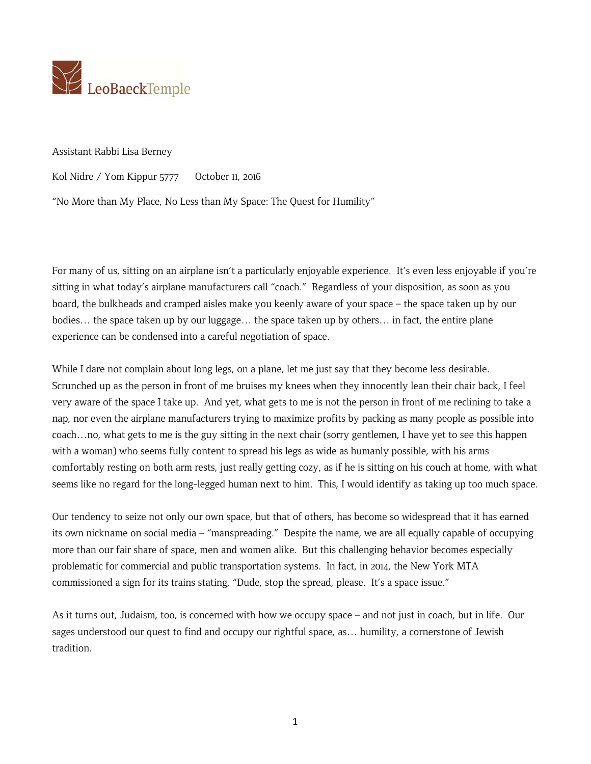LeoBaeckTemple

Assistant Rabbi Lisa Berney

Kol Nidre / Yom Kippur 5777     October 11, 2016

"No More than My Place, No Less than My Space: The Quest for Humility"

For many of us, sitting on an airplane isn't a particularly enjoyable experience. It's even less enjoyable if you're sitting in what today's airplane manufacturers call "coach." Regardless of your disposition, as soon as you board, the bulkheads and cramped aisles make you keenly aware of your space – the space taken up by our bodies… the space taken up by our luggage… the space taken up by others… in fact, the entire plane experience can be condensed into a careful negotiation of space.

While I dare not complain about long legs, on a plane, let me just say that they become less desirable. Scrunched up as the person in front of me bruises my knees when they innocently lean their chair back, I feel very aware of the space I take up. And yet, what gets to me is not the person in front of me reclining to take a nap, nor even the airplane manufacturers trying to maximize profits by packing as many people as possible into coach…no, what gets to me is the guy sitting in the next chair (sorry gentlemen, I have yet to see this happen with a woman) who seems fully content to spread his legs as wide as humanly possible, with his arms comfortably resting on both arm rests, just really getting cozy, as if he is sitting on his couch at home, with what seems like no regard for the long-legged human next to him. This, I would identify as taking up too much space.

Our tendency to seize not only our own space, but that of others, has become so widespread that it has earned its own nickname on social media – "manspreading." Despite the name, we are all equally capable of occupying more than our fair share of space, men and women alike. But this challenging behavior becomes especially problematic for commercial and public transportation systems. In fact, in 2014, the New York MTA commissioned a sign for its trains stating, "Dude, stop the spread, please. It's a space issue."

As it turns out, Judaism, too, is concerned with how we occupy space – and not just in coach, but in life. Our sages understood our quest to find and occupy our rightful space, as… humility, a cornerstone of Jewish tradition.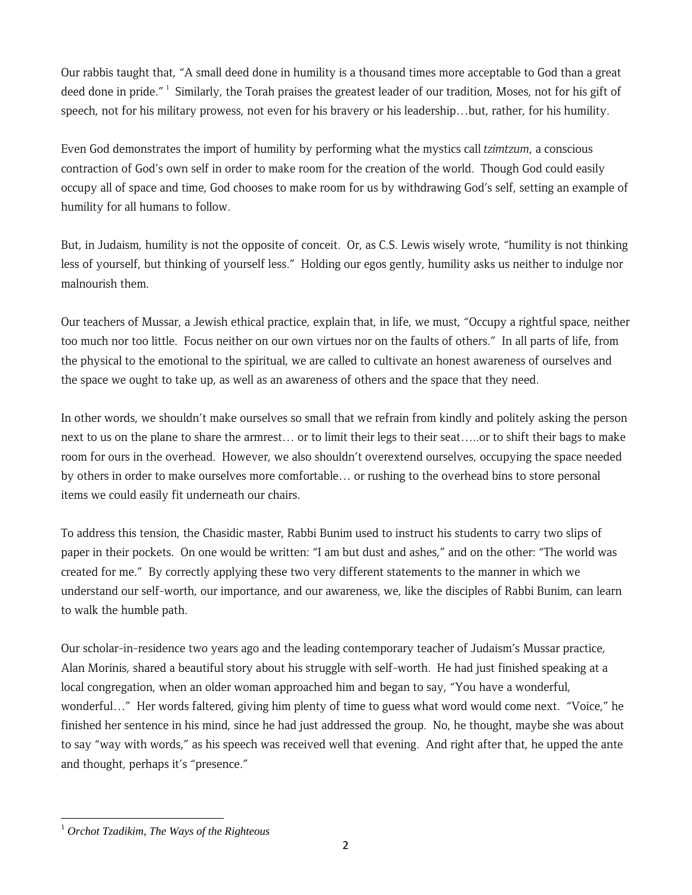Our rabbis taught that, "A small deed done in humility is a thousand times more acceptable to God than a great deed done in pride." [1] Similarly, the Torah praises the greatest leader of our tradition, Moses, not for his gift of speech, not for his military prowess, not even for his bravery or his leadership…but, rather, for his humility.

Even God demonstrates the import of humility by performing what the mystics call *tzimtzum*, a conscious contraction of God's own self in order to make room for the creation of the world. Though God could easily occupy all of space and time, God chooses to make room for us by withdrawing God's self, setting an example of humility for all humans to follow.

But, in Judaism, humility is not the opposite of conceit. Or, as C.S. Lewis wisely wrote, "humility is not thinking less of yourself, but thinking of yourself less." Holding our egos gently, humility asks us neither to indulge nor malnourish them.

Our teachers of Mussar, a Jewish ethical practice, explain that, in life, we must, "Occupy a rightful space, neither too much nor too little. Focus neither on our own virtues nor on the faults of others." In all parts of life, from the physical to the emotional to the spiritual, we are called to cultivate an honest awareness of ourselves and the space we ought to take up, as well as an awareness of others and the space that they need.

In other words, we shouldn't make ourselves so small that we refrain from kindly and politely asking the person next to us on the plane to share the armrest… or to limit their legs to their seat…..or to shift their bags to make room for ours in the overhead. However, we also shouldn't overextend ourselves, occupying the space needed by others in order to make ourselves more comfortable… or rushing to the overhead bins to store personal items we could easily fit underneath our chairs.

To address this tension, the Chasidic master, Rabbi Bunim used to instruct his students to carry two slips of paper in their pockets. On one would be written: "I am but dust and ashes," and on the other: "The world was created for me." By correctly applying these two very different statements to the manner in which we understand our self-worth, our importance, and our awareness, we, like the disciples of Rabbi Bunim, can learn to walk the humble path.

Our scholar-in-residence two years ago and the leading contemporary teacher of Judaism's Mussar practice, Alan Morinis, shared a beautiful story about his struggle with self-worth. He had just finished speaking at a local congregation, when an older woman approached him and began to say, "You have a wonderful, wonderful…" Her words faltered, giving him plenty of time to guess what word would come next. "Voice," he finished her sentence in his mind, since he had just addressed the group. No, he thought, maybe she was about to say "way with words," as his speech was received well that evening. And right after that, he upped the ante and thought, perhaps it's "presence."

---

[1] *Orchot Tzadikim, The Ways of the Righteous*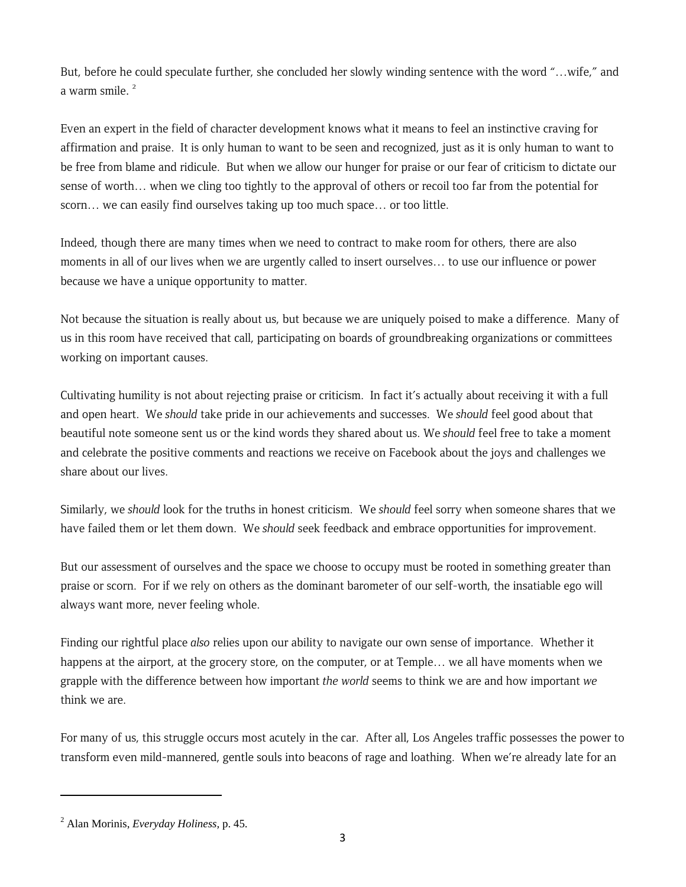But, before he could speculate further, she concluded her slowly winding sentence with the word "…wife," and a warm smile. [2]

Even an expert in the field of character development knows what it means to feel an instinctive craving for affirmation and praise. It is only human to want to be seen and recognized, just as it is only human to want to be free from blame and ridicule. But when we allow our hunger for praise or our fear of criticism to dictate our sense of worth… when we cling too tightly to the approval of others or recoil too far from the potential for scorn… we can easily find ourselves taking up too much space… or too little.

Indeed, though there are many times when we need to contract to make room for others, there are also moments in all of our lives when we are urgently called to insert ourselves… to use our influence or power because we have a unique opportunity to matter.

Not because the situation is really about us, but because we are uniquely poised to make a difference. Many of us in this room have received that call, participating on boards of groundbreaking organizations or committees working on important causes.

Cultivating humility is not about rejecting praise or criticism. In fact it's actually about receiving it with a full and open heart. We *should* take pride in our achievements and successes. We *should* feel good about that beautiful note someone sent us or the kind words they shared about us. We *should* feel free to take a moment and celebrate the positive comments and reactions we receive on Facebook about the joys and challenges we share about our lives.

Similarly, we *should* look for the truths in honest criticism. We *should* feel sorry when someone shares that we have failed them or let them down. We *should* seek feedback and embrace opportunities for improvement.

But our assessment of ourselves and the space we choose to occupy must be rooted in something greater than praise or scorn. For if we rely on others as the dominant barometer of our self-worth, the insatiable ego will always want more, never feeling whole.

Finding our rightful place *also* relies upon our ability to navigate our own sense of importance. Whether it happens at the airport, at the grocery store, on the computer, or at Temple… we all have moments when we grapple with the difference between how important *the world* seems to think we are and how important *we* think we are.

For many of us, this struggle occurs most acutely in the car. After all, Los Angeles traffic possesses the power to transform even mild-mannered, gentle souls into beacons of rage and loathing. When we're already late for an

---

[2] Alan Morinis, *Everyday Holiness*, p. 45.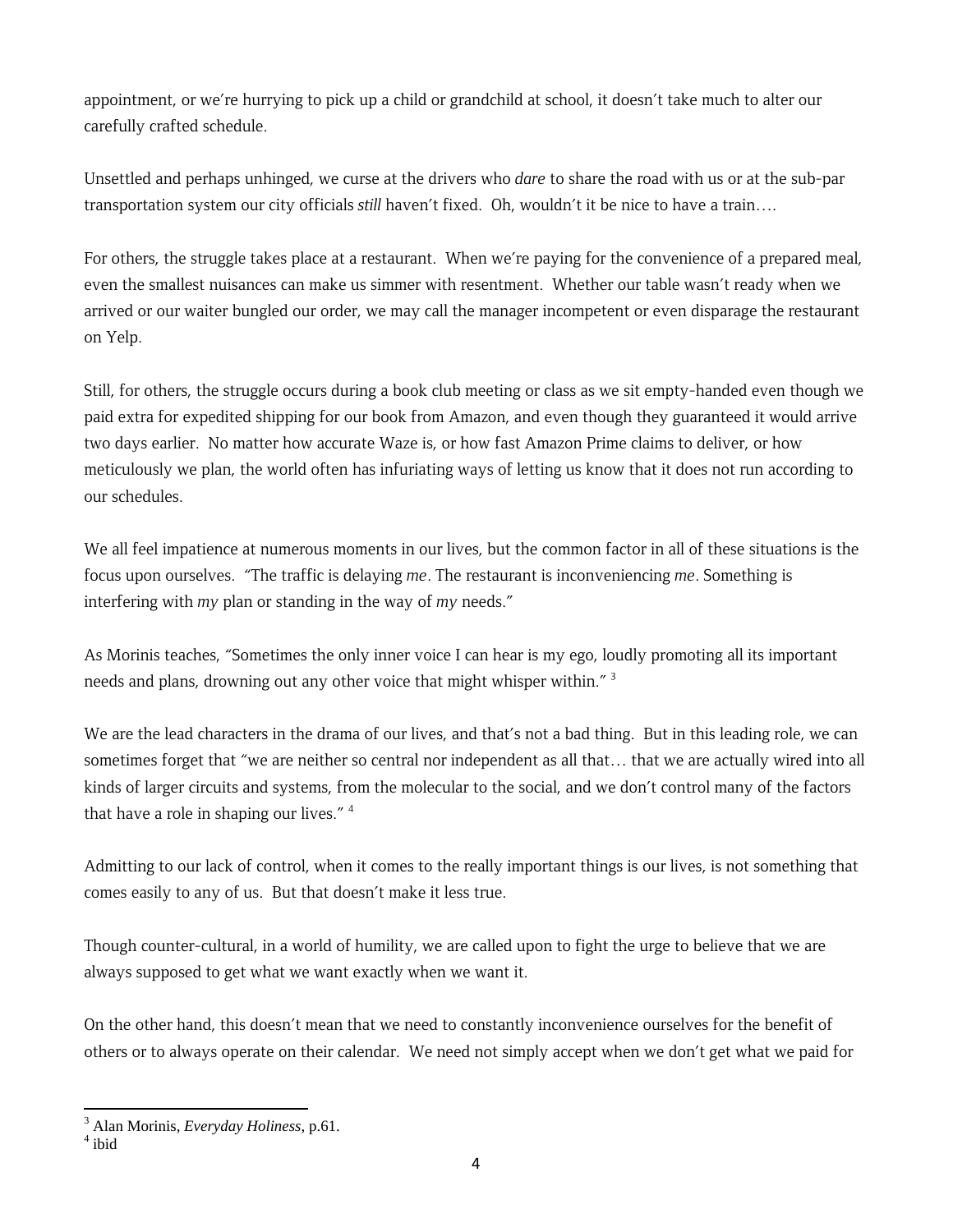appointment, or we're hurrying to pick up a child or grandchild at school, it doesn't take much to alter our carefully crafted schedule.

Unsettled and perhaps unhinged, we curse at the drivers who *dare* to share the road with us or at the sub-par transportation system our city officials *still* haven't fixed. Oh, wouldn't it be nice to have a train….

For others, the struggle takes place at a restaurant. When we're paying for the convenience of a prepared meal, even the smallest nuisances can make us simmer with resentment. Whether our table wasn't ready when we arrived or our waiter bungled our order, we may call the manager incompetent or even disparage the restaurant on Yelp.

Still, for others, the struggle occurs during a book club meeting or class as we sit empty-handed even though we paid extra for expedited shipping for our book from Amazon, and even though they guaranteed it would arrive two days earlier. No matter how accurate Waze is, or how fast Amazon Prime claims to deliver, or how meticulously we plan, the world often has infuriating ways of letting us know that it does not run according to our schedules.

We all feel impatience at numerous moments in our lives, but the common factor in all of these situations is the focus upon ourselves. "The traffic is delaying *me*. The restaurant is inconveniencing *me*. Something is interfering with *my* plan or standing in the way of *my* needs."

As Morinis teaches, "Sometimes the only inner voice I can hear is my ego, loudly promoting all its important needs and plans, drowning out any other voice that might whisper within." [3]

We are the lead characters in the drama of our lives, and that's not a bad thing. But in this leading role, we can sometimes forget that "we are neither so central nor independent as all that… that we are actually wired into all kinds of larger circuits and systems, from the molecular to the social, and we don't control many of the factors that have a role in shaping our lives." [4]

Admitting to our lack of control, when it comes to the really important things is our lives, is not something that comes easily to any of us. But that doesn't make it less true.

Though counter-cultural, in a world of humility, we are called upon to fight the urge to believe that we are always supposed to get what we want exactly when we want it.

On the other hand, this doesn't mean that we need to constantly inconvenience ourselves for the benefit of others or to always operate on their calendar. We need not simply accept when we don't get what we paid for

---

[3] Alan Morinis, *Everyday Holiness*, p.61.

[4] ibid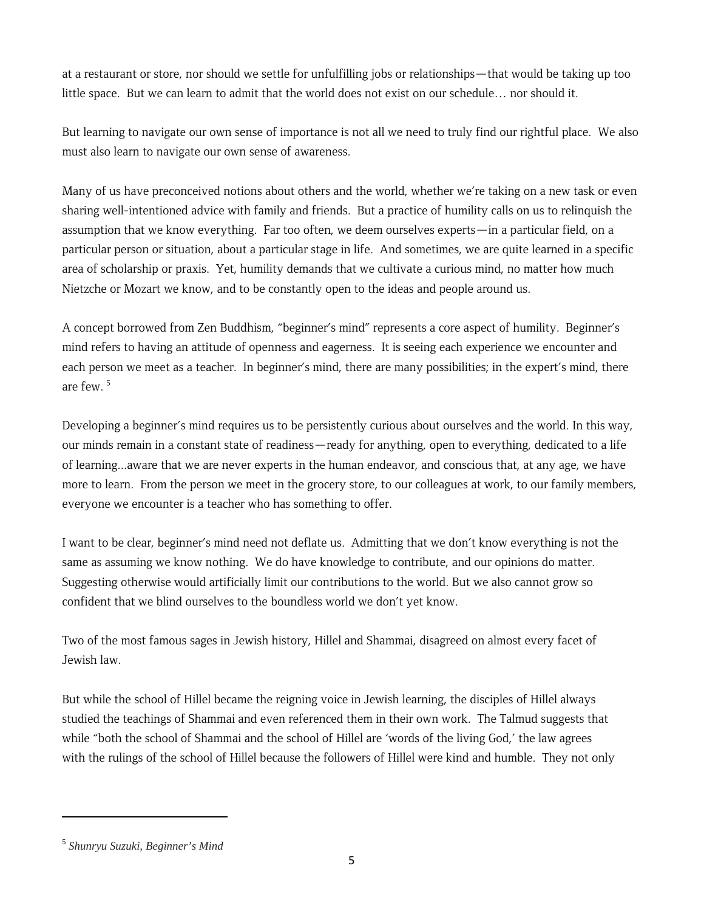at a restaurant or store, nor should we settle for unfulfilling jobs or relationships—that would be taking up too little space. But we can learn to admit that the world does not exist on our schedule… nor should it.

But learning to navigate our own sense of importance is not all we need to truly find our rightful place. We also must also learn to navigate our own sense of awareness.

Many of us have preconceived notions about others and the world, whether we're taking on a new task or even sharing well-intentioned advice with family and friends. But a practice of humility calls on us to relinquish the assumption that we know everything. Far too often, we deem ourselves experts—in a particular field, on a particular person or situation, about a particular stage in life. And sometimes, we are quite learned in a specific area of scholarship or praxis. Yet, humility demands that we cultivate a curious mind, no matter how much Nietzche or Mozart we know, and to be constantly open to the ideas and people around us.

A concept borrowed from Zen Buddhism, "beginner's mind" represents a core aspect of humility. Beginner's mind refers to having an attitude of openness and eagerness. It is seeing each experience we encounter and each person we meet as a teacher. In beginner's mind, there are many possibilities; in the expert's mind, there are few. [5]

Developing a beginner's mind requires us to be persistently curious about ourselves and the world. In this way, our minds remain in a constant state of readiness—ready for anything, open to everything, dedicated to a life of learning...aware that we are never experts in the human endeavor, and conscious that, at any age, we have more to learn. From the person we meet in the grocery store, to our colleagues at work, to our family members, everyone we encounter is a teacher who has something to offer.

I want to be clear, beginner's mind need not deflate us. Admitting that we don't know everything is not the same as assuming we know nothing. We do have knowledge to contribute, and our opinions do matter. Suggesting otherwise would artificially limit our contributions to the world. But we also cannot grow so confident that we blind ourselves to the boundless world we don't yet know.

Two of the most famous sages in Jewish history, Hillel and Shammai, disagreed on almost every facet of Jewish law.

But while the school of Hillel became the reigning voice in Jewish learning, the disciples of Hillel always studied the teachings of Shammai and even referenced them in their own work. The Talmud suggests that while "both the school of Shammai and the school of Hillel are 'words of the living God,' the law agrees with the rulings of the school of Hillel because the followers of Hillel were kind and humble. They not only

---

[5] *Shunryu Suzuki, Beginner's Mind*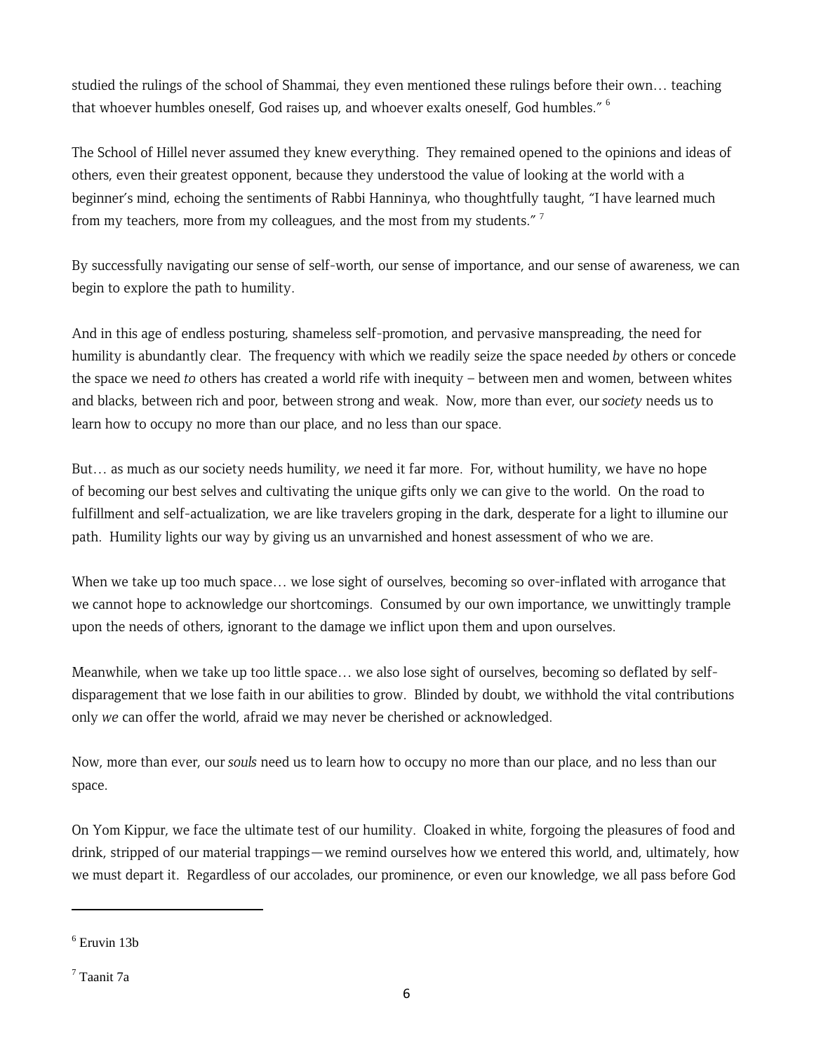studied the rulings of the school of Shammai, they even mentioned these rulings before their own… teaching that whoever humbles oneself, God raises up, and whoever exalts oneself, God humbles." [6]

The School of Hillel never assumed they knew everything. They remained opened to the opinions and ideas of others, even their greatest opponent, because they understood the value of looking at the world with a beginner's mind, echoing the sentiments of Rabbi Hanninya, who thoughtfully taught, "I have learned much from my teachers, more from my colleagues, and the most from my students." [7]

By successfully navigating our sense of self-worth, our sense of importance, and our sense of awareness, we can begin to explore the path to humility.

And in this age of endless posturing, shameless self-promotion, and pervasive manspreading, the need for humility is abundantly clear. The frequency with which we readily seize the space needed *by* others or concede the space we need *to* others has created a world rife with inequity – between men and women, between whites and blacks, between rich and poor, between strong and weak. Now, more than ever, our *society* needs us to learn how to occupy no more than our place, and no less than our space.

But… as much as our society needs humility, *we* need it far more. For, without humility, we have no hope of becoming our best selves and cultivating the unique gifts only we can give to the world. On the road to fulfillment and self-actualization, we are like travelers groping in the dark, desperate for a light to illumine our path. Humility lights our way by giving us an unvarnished and honest assessment of who we are.

When we take up too much space… we lose sight of ourselves, becoming so over-inflated with arrogance that we cannot hope to acknowledge our shortcomings. Consumed by our own importance, we unwittingly trample upon the needs of others, ignorant to the damage we inflict upon them and upon ourselves.

Meanwhile, when we take up too little space… we also lose sight of ourselves, becoming so deflated by self-disparagement that we lose faith in our abilities to grow. Blinded by doubt, we withhold the vital contributions only *we* can offer the world, afraid we may never be cherished or acknowledged.

Now, more than ever, our *souls* need us to learn how to occupy no more than our place, and no less than our space.

On Yom Kippur, we face the ultimate test of our humility. Cloaked in white, forgoing the pleasures of food and drink, stripped of our material trappings—we remind ourselves how we entered this world, and, ultimately, how we must depart it. Regardless of our accolades, our prominence, or even our knowledge, we all pass before God

---

[6] Eruvin 13b

[7] Taanit 7a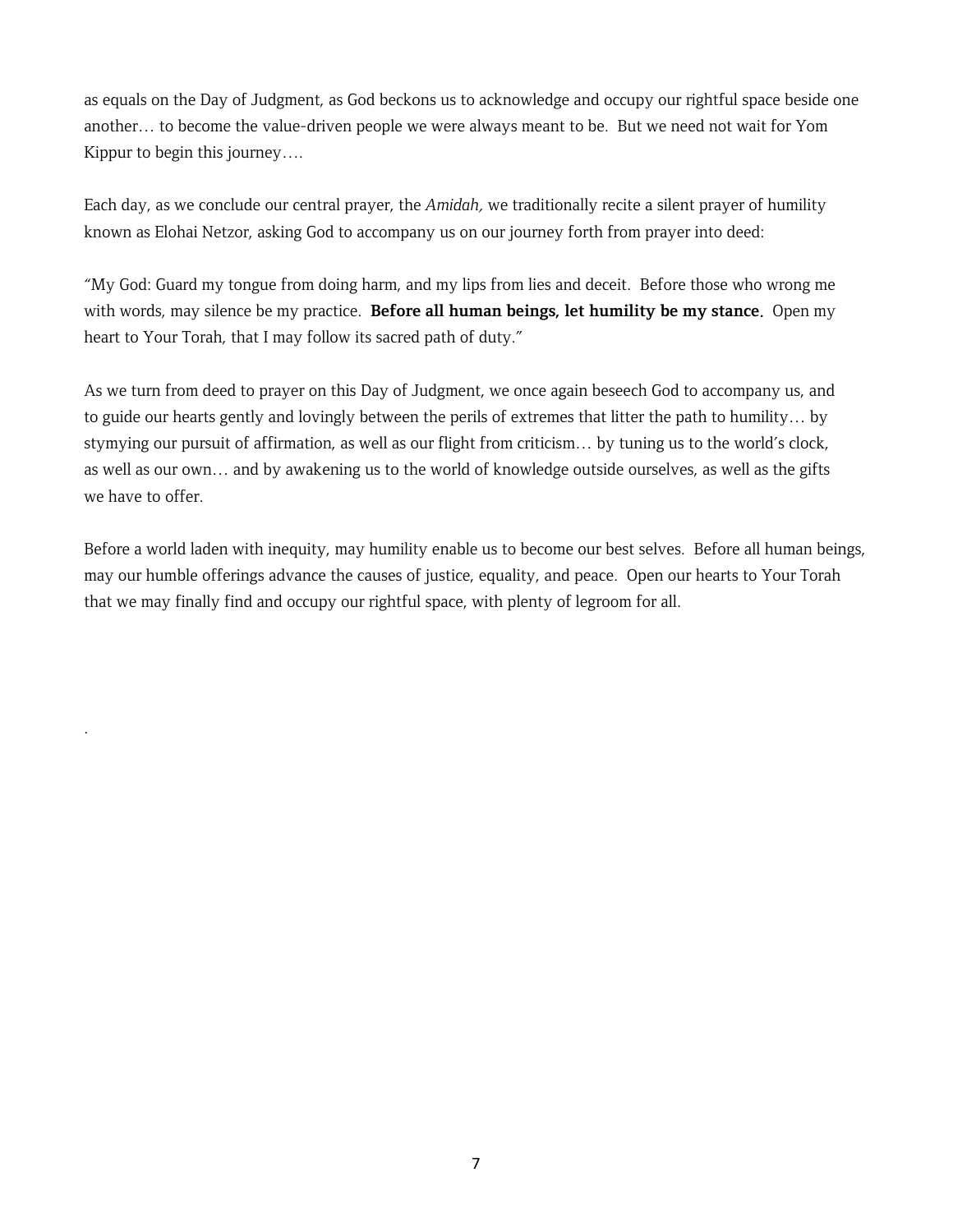as equals on the Day of Judgment, as God beckons us to acknowledge and occupy our rightful space beside one another… to become the value-driven people we were always meant to be. But we need not wait for Yom Kippur to begin this journey….

Each day, as we conclude our central prayer, the *Amidah,* we traditionally recite a silent prayer of humility known as Elohai Netzor, asking God to accompany us on our journey forth from prayer into deed:

"My God: Guard my tongue from doing harm, and my lips from lies and deceit. Before those who wrong me with words, may silence be my practice. **Before all human beings, let humility be my stance.** Open my heart to Your Torah, that I may follow its sacred path of duty."

As we turn from deed to prayer on this Day of Judgment, we once again beseech God to accompany us, and to guide our hearts gently and lovingly between the perils of extremes that litter the path to humility… by stymying our pursuit of affirmation, as well as our flight from criticism… by tuning us to the world's clock, as well as our own… and by awakening us to the world of knowledge outside ourselves, as well as the gifts we have to offer.

Before a world laden with inequity, may humility enable us to become our best selves. Before all human beings, may our humble offerings advance the causes of justice, equality, and peace. Open our hearts to Your Torah that we may finally find and occupy our rightful space, with plenty of legroom for all.

.